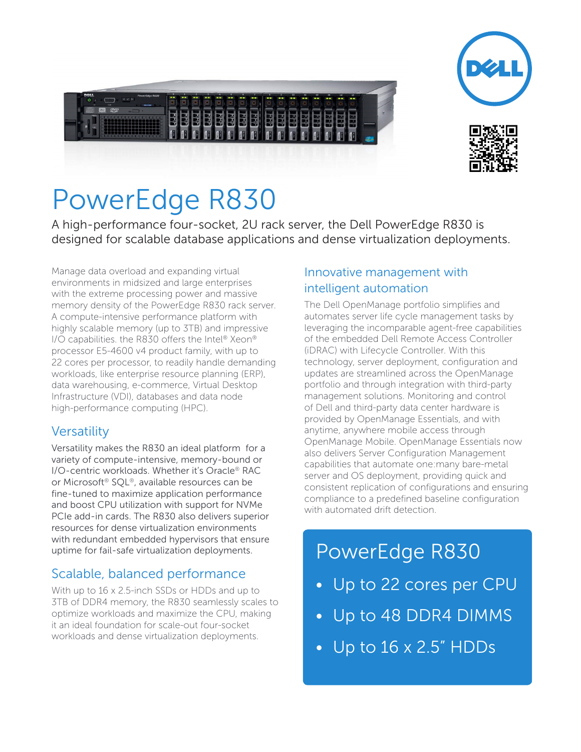# PowerEdge R830

A high-performance four-socket, 2U rack server, the Dell PowerEdge R830 is designed for scalable database applications and dense virtualization deployments.

Manage data overload and expanding virtual environments in midsized and large enterprises with the extreme processing power and massive memory density of the PowerEdge R830 rack server. A compute-intensive performance platform with highly scalable memory (up to 3TB) and impressive I/O capabilities. the R830 offers the Intel® Xeon® processor E5-4600 v4 product family, with up to 22 cores per processor, to readily handle demanding workloads, like enterprise resource planning (ERP), data warehousing, e-commerce, Virtual Desktop Infrastructure (VDI), databases and data node high-performance computing (HPC).

## Versatility

Versatility makes the R830 an ideal platform for a variety of compute-intensive, memory-bound or I/O-centric workloads. Whether it's Oracle® RAC or Microsoft® SQL®, available resources can be fine-tuned to maximize application performance and boost CPU utilization with support for NVMe PCIe add-in cards. The R830 also delivers superior resources for dense virtualization environments with redundant embedded hypervisors that ensure uptime for fail-safe virtualization deployments.

## Scalable, balanced performance

With up to 16 x 2.5-inch SSDs or HDDs and up to 3TB of DDR4 memory, the R830 seamlessly scales to optimize workloads and maximize the CPU, making it an ideal foundation for scale-out four-socket workloads and dense virtualization deployments.

## Innovative management with intelligent automation

The Dell OpenManage portfolio simplifies and automates server life cycle management tasks by leveraging the incomparable agent-free capabilities of the embedded Dell Remote Access Controller (iDRAC) with Lifecycle Controller. With this technology, server deployment, configuration and updates are streamlined across the OpenManage portfolio and through integration with third-party management solutions. Monitoring and control of Dell and third-party data center hardware is provided by OpenManage Essentials, and with anytime, anywhere mobile access through OpenManage Mobile. OpenManage Essentials now also delivers Server Configuration Management capabilities that automate one:many bare-metal server and OS deployment, providing quick and consistent replication of configurations and ensuring compliance to a predefined baseline configuration with automated drift detection.

## PowerEdge R830

- Up to 22 cores per CPU
- Up to 48 DDR4 DIMMS
- Up to 16 x 2.5" HDDs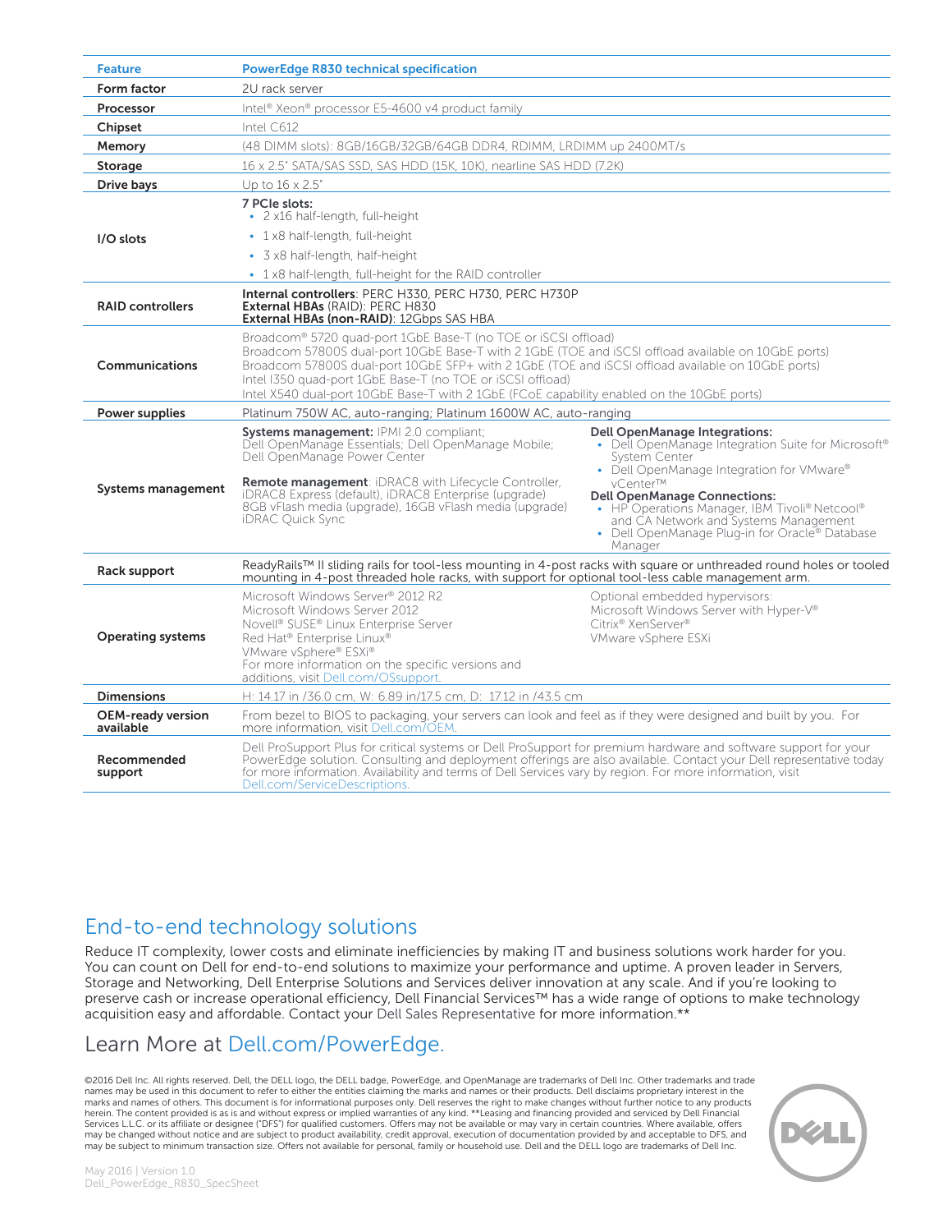| Feature | PowerEdge R830 technical specification |
|---|---|
| Form factor | 2U rack server |
| Processor | Intel® Xeon® processor E5-4600 v4 product family |
| Chipset | Intel C612 |
| Memory | (48 DIMM slots): 8GB/16GB/32GB/64GB DDR4, RDIMM, LRDIMM up 2400MT/s |
| Storage | 16 x 2.5" SATA/SAS SSD, SAS HDD (15K, 10K), nearline SAS HDD (7.2K) |
| Drive bays | Up to 16 x 2.5" |
| I/O slots | **7 PCIe slots:**<br>• 2 x16 half-length, full-height<br>• 1 x8 half-length, full-height<br>• 3 x8 half-length, half-height<br>• 1 x8 half-length, full-height for the RAID controller |
| RAID controllers | **Internal controllers**: PERC H330, PERC H730, PERC H730P<br>**External HBAs** (RAID): PERC H830<br>**External HBAs (non-RAID)**: 12Gbps SAS HBA |
| Communications | Broadcom® 5720 quad-port 1GbE Base-T (no TOE or iSCSI offload)<br>Broadcom 57800S dual-port 10GbE Base-T with 2 1GbE (TOE and iSCSI offload available on 10GbE ports)<br>Broadcom 57800S dual-port 10GbE SFP+ with 2 1GbE (TOE and iSCSI offload available on 10GbE ports)<br>Intel I350 quad-port 1GbE Base-T (no TOE or iSCSI offload)<br>Intel X540 dual-port 10GbE Base-T with 2 1GbE (FCoE capability enabled on the 10GbE ports) |
| Power supplies | Platinum 750W AC, auto-ranging; Platinum 1600W AC, auto-ranging |
| Systems management | **Systems management:** IPMI 2.0 compliant; Dell OpenManage Essentials; Dell OpenManage Mobile; Dell OpenManage Power Center<br>**Remote management**: iDRAC8 with Lifecycle Controller, iDRAC8 Express (default), iDRAC8 Enterprise (upgrade) 8GB vFlash media (upgrade), 16GB vFlash media (upgrade) iDRAC Quick Sync<br>**Dell OpenManage Integrations:**<br>• Dell OpenManage Integration Suite for Microsoft® System Center<br>• Dell OpenManage Integration for VMware® vCenter™<br>**Dell OpenManage Connections:**<br>• HP Operations Manager, IBM Tivoli® Netcool® and CA Network and Systems Management<br>• Dell OpenManage Plug-in for Oracle® Database Manager |
| Rack support | ReadyRails™ II sliding rails for tool-less mounting in 4-post racks with square or unthreaded round holes or tooled mounting in 4-post threaded hole racks, with support for optional tool-less cable management arm. |
| Operating systems | Microsoft Windows Server® 2012 R2<br>Microsoft Windows Server 2012<br>Novell® SUSE® Linux Enterprise Server<br>Red Hat® Enterprise Linux®<br>VMware vSphere® ESXi®<br>For more information on the specific versions and additions, visit Dell.com/OSsupport.<br>Optional embedded hypervisors:<br>Microsoft Windows Server with Hyper-V®<br>Citrix® XenServer®<br>VMware vSphere ESXi |
| Dimensions | H: 14.17 in /36.0 cm, W: 6.89 in/17.5 cm, D: 17.12 in /43.5 cm |
| OEM-ready version available | From bezel to BIOS to packaging, your servers can look and feel as if they were designed and built by you. For more information, visit Dell.com/OEM. |
| Recommended support | Dell ProSupport Plus for critical systems or Dell ProSupport for premium hardware and software support for your PowerEdge solution. Consulting and deployment offerings are also available. Contact your Dell representative today for more information. Availability and terms of Dell Services vary by region. For more information, visit Dell.com/ServiceDescriptions. |

## End-to-end technology solutions

Reduce IT complexity, lower costs and eliminate inefficiencies by making IT and business solutions work harder for you. You can count on Dell for end-to-end solutions to maximize your performance and uptime. A proven leader in Servers, Storage and Networking, Dell Enterprise Solutions and Services deliver innovation at any scale. And if you're looking to preserve cash or increase operational efficiency, Dell Financial Services™ has a wide range of options to make technology acquisition easy and affordable. Contact your Dell Sales Representative for more information.**

## Learn More at Dell.com/PowerEdge.

©2016 Dell Inc. All rights reserved. Dell, the DELL logo, the DELL badge, PowerEdge, and OpenManage are trademarks of Dell Inc. Other trademarks and trade names may be used in this document to refer to either the entities claiming the marks and names or their products. Dell disclaims proprietary interest in the marks and names of others. This document is for informational purposes only. Dell reserves the right to make changes without further notice to any products herein. The content provided is as is and without express or implied warranties of any kind. **Leasing and financing provided and serviced by Dell Financial Services L.L.C. or its affiliate or designee ("DFS") for qualified customers. Offers may not be available or may vary in certain countries. Where available, offers may be changed without notice and are subject to product availability, credit approval, execution of documentation provided by and acceptable to DFS, and may be subject to minimum transaction size. Offers not available for personal, family or household use. Dell and the DELL logo are trademarks of Dell Inc.

May 2016 | Version 1.0
Dell_PowerEdge_R830_SpecSheet